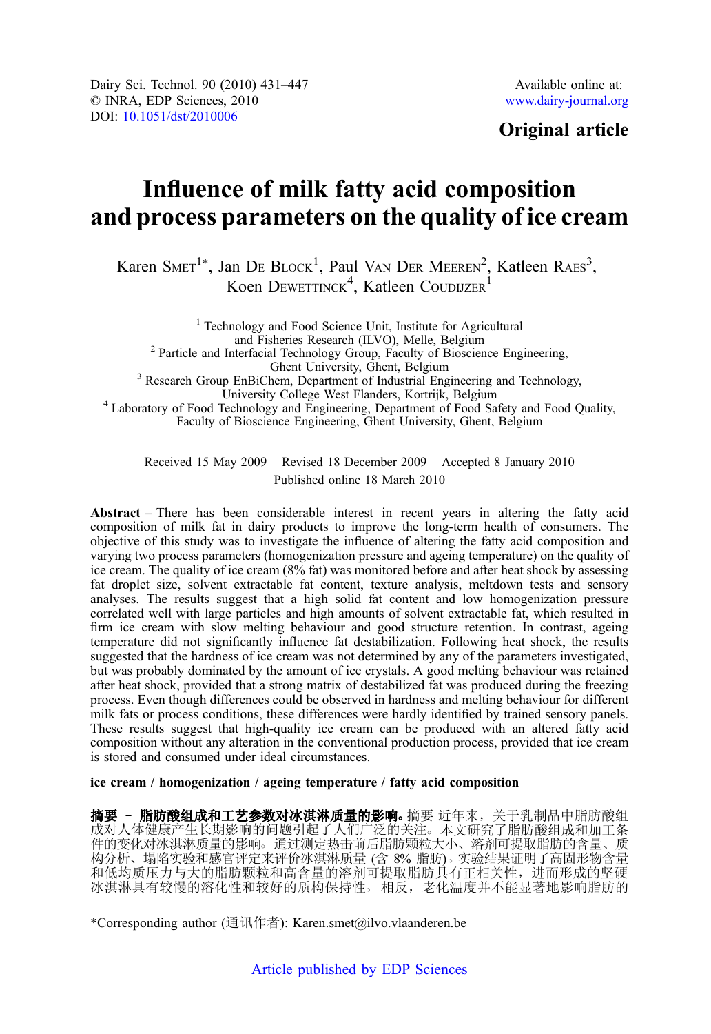Dairy Sci. Technol. 90 (2010) 431–447
© INRA, EDP Sciences, 2010
DOI: 10.1051/dst/2010006

Available online at:
www.dairy-journal.org

**Original article**

# Influence of milk fatty acid composition and process parameters on the quality of ice cream

Karen Smet[1]*, Jan De Block[1], Paul Van Der Meeren[2], Katleen Raes[3], Koen Dewettinck[4], Katleen Coudijzer[1]

[1] Technology and Food Science Unit, Institute for Agricultural and Fisheries Research (ILVO), Melle, Belgium
[2] Particle and Interfacial Technology Group, Faculty of Bioscience Engineering, Ghent University, Ghent, Belgium
[3] Research Group EnBiChem, Department of Industrial Engineering and Technology, University College West Flanders, Kortrijk, Belgium
[4] Laboratory of Food Technology and Engineering, Department of Food Safety and Food Quality, Faculty of Bioscience Engineering, Ghent University, Ghent, Belgium

Received 15 May 2009 – Revised 18 December 2009 – Accepted 8 January 2010
Published online 18 March 2010

**Abstract** – There has been considerable interest in recent years in altering the fatty acid composition of milk fat in dairy products to improve the long-term health of consumers. The objective of this study was to investigate the influence of altering the fatty acid composition and varying two process parameters (homogenization pressure and ageing temperature) on the quality of ice cream. The quality of ice cream (8% fat) was monitored before and after heat shock by assessing fat droplet size, solvent extractable fat content, texture analysis, meltdown tests and sensory analyses. The results suggest that a high solid fat content and low homogenization pressure correlated well with large particles and high amounts of solvent extractable fat, which resulted in firm ice cream with slow melting behaviour and good structure retention. In contrast, ageing temperature did not significantly influence fat destabilization. Following heat shock, the results suggested that the hardness of ice cream was not determined by any of the parameters investigated, but was probably dominated by the amount of ice crystals. A good melting behaviour was retained after heat shock, provided that a strong matrix of destabilized fat was produced during the freezing process. Even though differences could be observed in hardness and melting behaviour for different milk fats or process conditions, these differences were hardly identified by trained sensory panels. These results suggest that high-quality ice cream can be produced with an altered fatty acid composition without any alteration in the conventional production process, provided that ice cream is stored and consumed under ideal circumstances.

**ice cream / homogenization / ageing temperature / fatty acid composition**

**摘要 – 脂肪酸组成和工艺参数对冰淇淋质量的影响。**摘要 近年来，关于乳制品中脂肪酸组成对人体健康产生长期影响的问题引起了人们广泛的关注。本文研究了脂肪酸组成和加工条件的变化对冰淇淋质量的影响。通过测定热击前后脂肪颗粒大小、溶剂可提取脂肪的含量、质构分析、塌陷实验和感官评定来评价冰淇淋质量 (含 8% 脂肪)。实验结果证明了高固形物含量和低均质压力与大的脂肪颗粒和高含量的溶剂可提取脂肪具有正相关性，进而形成的坚硬冰淇淋具有较慢的溶化性和较好的质构保持性。 相反，老化温度并不能显著地影响脂肪的

*Corresponding author (通讯作者): Karen.smet@ilvo.vlaanderen.be

Article published by EDP Sciences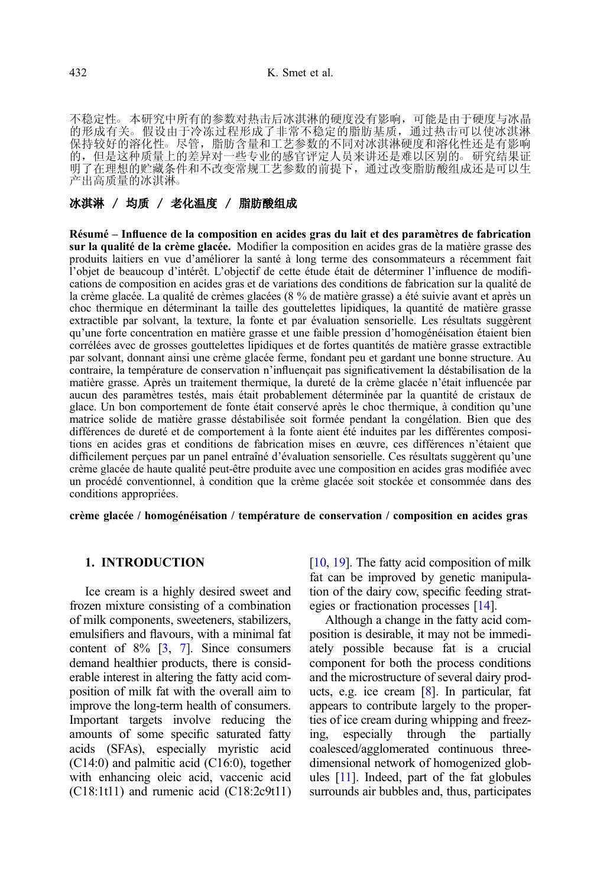不稳定性。本研究中所有的参数对热击后冰淇淋的硬度没有影响，可能是由于硬度与冰晶的形成有关。假设由于冷冻过程形成了非常不稳定的脂肪基质，通过热击可以使冰淇淋保持较好的溶化性。尽管，脂肪含量和工艺参数的不同对冰淇淋硬度和溶化性还是有影响的，但是这种质量上的差异对一些专业的感官评定人员来讲还是难以区别的。研究结果证明了在理想的贮藏条件和不改变常规工艺参数的前提下，通过改变脂肪酸组成还是可以生产出高质量的冰淇淋。

**冰淇淋 / 均质 / 老化温度 / 脂肪酸组成**

**Résumé – Influence de la composition en acides gras du lait et des paramètres de fabrication sur la qualité de la crème glacée.** Modifier la composition en acides gras de la matière grasse des produits laitiers en vue d'améliorer la santé à long terme des consommateurs a récemment fait l'objet de beaucoup d'intérêt. L'objectif de cette étude était de déterminer l'influence de modifications de composition en acides gras et de variations des conditions de fabrication sur la qualité de la crème glacée. La qualité de crèmes glacées (8 % de matière grasse) a été suivie avant et après un choc thermique en déterminant la taille des gouttelettes lipidiques, la quantité de matière grasse extractible par solvant, la texture, la fonte et par évaluation sensorielle. Les résultats suggèrent qu'une forte concentration en matière grasse et une faible pression d'homogénéisation étaient bien corrélées avec de grosses gouttelettes lipidiques et de fortes quantités de matière grasse extractible par solvant, donnant ainsi une crème glacée ferme, fondant peu et gardant une bonne structure. Au contraire, la température de conservation n'influençait pas significativement la déstabilisation de la matière grasse. Après un traitement thermique, la dureté de la crème glacée n'était influencée par aucun des paramètres testés, mais était probablement déterminée par la quantité de cristaux de glace. Un bon comportement de fonte était conservé après le choc thermique, à condition qu'une matrice solide de matière grasse déstabilisée soit formée pendant la congélation. Bien que des différences de dureté et de comportement à la fonte aient été induites par les différentes compositions en acides gras et conditions de fabrication mises en œuvre, ces différences n'étaient que difficilement perçues par un panel entraîné d'évaluation sensorielle. Ces résultats suggèrent qu'une crème glacée de haute qualité peut-être produite avec une composition en acides gras modifiée avec un procédé conventionnel, à condition que la crème glacée soit stockée et consommée dans des conditions appropriées.

**crème glacée / homogénéisation / température de conservation / composition en acides gras**

## 1. INTRODUCTION

Ice cream is a highly desired sweet and frozen mixture consisting of a combination of milk components, sweeteners, stabilizers, emulsifiers and flavours, with a minimal fat content of 8% [3, 7]. Since consumers demand healthier products, there is considerable interest in altering the fatty acid composition of milk fat with the overall aim to improve the long-term health of consumers. Important targets involve reducing the amounts of some specific saturated fatty acids (SFAs), especially myristic acid (C14:0) and palmitic acid (C16:0), together with enhancing oleic acid, vaccenic acid (C18:1t11) and rumenic acid (C18:2c9t11) [10, 19]. The fatty acid composition of milk fat can be improved by genetic manipulation of the dairy cow, specific feeding strategies or fractionation processes [14].

Although a change in the fatty acid composition is desirable, it may not be immediately possible because fat is a crucial component for both the process conditions and the microstructure of several dairy products, e.g. ice cream [8]. In particular, fat appears to contribute largely to the properties of ice cream during whipping and freezing, especially through the partially coalesced/agglomerated continuous three-dimensional network of homogenized globules [11]. Indeed, part of the fat globules surrounds air bubbles and, thus, participates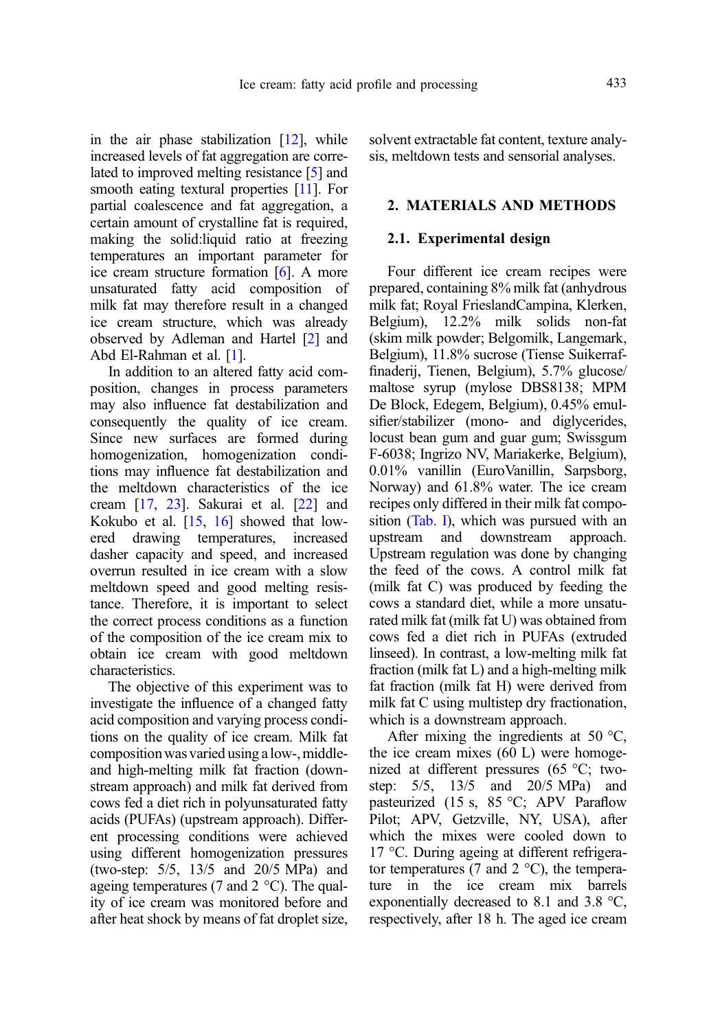in the air phase stabilization [12], while increased levels of fat aggregation are correlated to improved melting resistance [5] and smooth eating textural properties [11]. For partial coalescence and fat aggregation, a certain amount of crystalline fat is required, making the solid:liquid ratio at freezing temperatures an important parameter for ice cream structure formation [6]. A more unsaturated fatty acid composition of milk fat may therefore result in a changed ice cream structure, which was already observed by Adleman and Hartel [2] and Abd El-Rahman et al. [1].

In addition to an altered fatty acid composition, changes in process parameters may also influence fat destabilization and consequently the quality of ice cream. Since new surfaces are formed during homogenization, homogenization conditions may influence fat destabilization and the meltdown characteristics of the ice cream [17, 23]. Sakurai et al. [22] and Kokubo et al. [15, 16] showed that lowered drawing temperatures, increased dasher capacity and speed, and increased overrun resulted in ice cream with a slow meltdown speed and good melting resistance. Therefore, it is important to select the correct process conditions as a function of the composition of the ice cream mix to obtain ice cream with good meltdown characteristics.

The objective of this experiment was to investigate the influence of a changed fatty acid composition and varying process conditions on the quality of ice cream. Milk fat composition was varied using a low-, middle- and high-melting milk fat fraction (downstream approach) and milk fat derived from cows fed a diet rich in polyunsaturated fatty acids (PUFAs) (upstream approach). Different processing conditions were achieved using different homogenization pressures (two-step: 5/5, 13/5 and 20/5 MPa) and ageing temperatures (7 and 2 °C). The quality of ice cream was monitored before and after heat shock by means of fat droplet size, solvent extractable fat content, texture analysis, meltdown tests and sensorial analyses.

## 2. MATERIALS AND METHODS

### 2.1. Experimental design

Four different ice cream recipes were prepared, containing 8% milk fat (anhydrous milk fat; Royal FrieslandCampina, Klerken, Belgium), 12.2% milk solids non-fat (skim milk powder; Belgomilk, Langemark, Belgium), 11.8% sucrose (Tiense Suikerraffinaderij, Tienen, Belgium), 5.7% glucose/maltose syrup (mylose DBS8138; MPM De Block, Edegem, Belgium), 0.45% emulsifier/stabilizer (mono- and diglycerides, locust bean gum and guar gum; Swissgum F-6038; Ingrizo NV, Mariakerke, Belgium), 0.01% vanillin (EuroVanillin, Sarpsborg, Norway) and 61.8% water. The ice cream recipes only differed in their milk fat composition (Tab. I), which was pursued with an upstream and downstream approach. Upstream regulation was done by changing the feed of the cows. A control milk fat (milk fat C) was produced by feeding the cows a standard diet, while a more unsaturated milk fat (milk fat U) was obtained from cows fed a diet rich in PUFAs (extruded linseed). In contrast, a low-melting milk fat fraction (milk fat L) and a high-melting milk fat fraction (milk fat H) were derived from milk fat C using multistep dry fractionation, which is a downstream approach.

After mixing the ingredients at 50 °C, the ice cream mixes (60 L) were homogenized at different pressures (65 °C; two-step: 5/5, 13/5 and 20/5 MPa) and pasteurized (15 s, 85 °C; APV Paraflow Pilot; APV, Getzville, NY, USA), after which the mixes were cooled down to 17 °C. During ageing at different refrigerator temperatures (7 and 2 °C), the temperature in the ice cream mix barrels exponentially decreased to 8.1 and 3.8 °C, respectively, after 18 h. The aged ice cream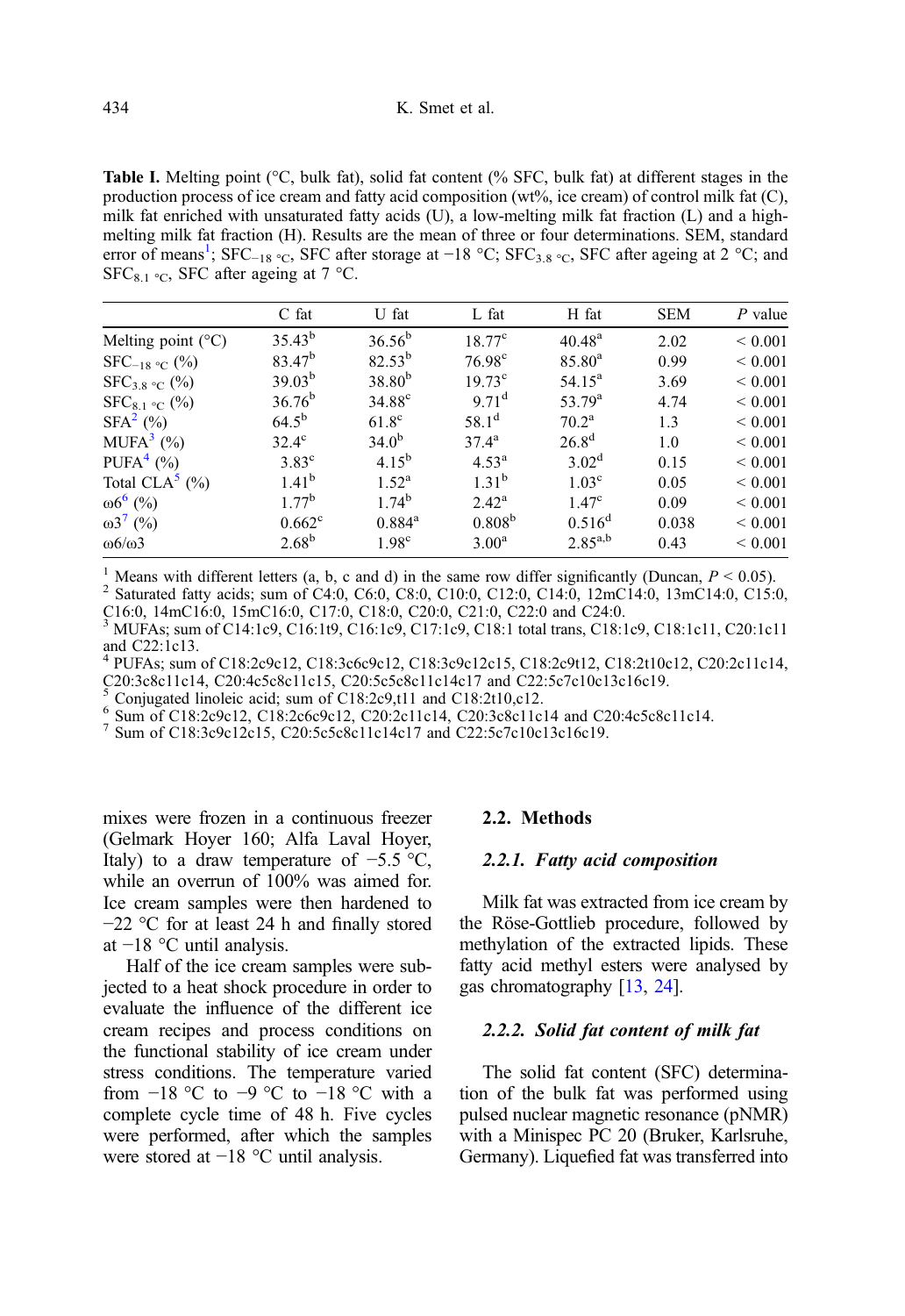**Table I.** Melting point (°C, bulk fat), solid fat content (% SFC, bulk fat) at different stages in the production process of ice cream and fatty acid composition (wt%, ice cream) of control milk fat (C), milk fat enriched with unsaturated fatty acids (U), a low-melting milk fat fraction (L) and a high-melting milk fat fraction (H). Results are the mean of three or four determinations. SEM, standard error of means[1]; $SFC_{-18\ °C}$, SFC after storage at −18 °C; $SFC_{3.8\ °C}$, SFC after ageing at 2 °C; and $SFC_{8.1\ °C}$, SFC after ageing at 7 °C.

| | C fat | U fat | L fat | H fat | SEM | *P* value |
|---|---|---|---|---|---|---|
| Melting point (°C) | 35.43[b] | 36.56[b] | 18.77[c] | 40.48[a] | 2.02 | < 0.001 |
| $SFC_{-18\ °C}$ (%) | 83.47[b] | 82.53[b] | 76.98[c] | 85.80[a] | 0.99 | < 0.001 |
| $SFC_{3.8\ °C}$ (%) | 39.03[b] | 38.80[b] | 19.73[c] | 54.15[a] | 3.69 | < 0.001 |
| $SFC_{8.1\ °C}$ (%) | 36.76[b] | 34.88[c] | 9.71[d] | 53.79[a] | 4.74 | < 0.001 |
| SFA[2] (%) | 64.5[b] | 61.8[c] | 58.1[d] | 70.2[a] | 1.3 | < 0.001 |
| MUFA[3] (%) | 32.4[c] | 34.0[b] | 37.4[a] | 26.8[d] | 1.0 | < 0.001 |
| PUFA[4] (%) | 3.83[c] | 4.15[b] | 4.53[a] | 3.02[d] | 0.15 | < 0.001 |
| Total CLA[5] (%) | 1.41[b] | 1.52[a] | 1.31[b] | 1.03[c] | 0.05 | < 0.001 |
| ω6[6] (%) | 1.77[b] | 1.74[b] | 2.42[a] | 1.47[c] | 0.09 | < 0.001 |
| ω3[7] (%) | 0.662[c] | 0.884[a] | 0.808[b] | 0.516[d] | 0.038 | < 0.001 |
| ω6/ω3 | 2.68[b] | 1.98[c] | 3.00[a] | 2.85[a,b] | 0.43 | < 0.001 |

[1] Means with different letters (a, b, c and d) in the same row differ significantly (Duncan, $P < 0.05$).
[2] Saturated fatty acids; sum of C4:0, C6:0, C8:0, C10:0, C12:0, C14:0, 12mC14:0, 13mC14:0, C15:0, C16:0, 14mC16:0, 15mC16:0, C17:0, C18:0, C20:0, C21:0, C22:0 and C24:0.
[3] MUFAs; sum of C14:1c9, C16:1t9, C16:1c9, C17:1c9, C18:1 total trans, C18:1c9, C18:1c11, C20:1c11 and C22:1c13.
[4] PUFAs; sum of C18:2c9c12, C18:3c6c9c12, C18:3c9c12c15, C18:2c9t12, C18:2t10c12, C20:2c11c14, C20:3c8c11c14, C20:4c5c8c11c15, C20:5c5c8c11c14c17 and C22:5c7c10c13c16c19.
[5] Conjugated linoleic acid; sum of C18:2c9,t11 and C18:2t10,c12.
[6] Sum of C18:2c9c12, C18:2c6c9c12, C20:2c11c14, C20:3c8c11c14 and C20:4c5c8c11c14.
[7] Sum of C18:3c9c12c15, C20:5c5c8c11c14c17 and C22:5c7c10c13c16c19.

mixes were frozen in a continuous freezer (Gelmark Hoyer 160; Alfa Laval Hoyer, Italy) to a draw temperature of −5.5 °C, while an overrun of 100% was aimed for. Ice cream samples were then hardened to −22 °C for at least 24 h and finally stored at −18 °C until analysis.

Half of the ice cream samples were subjected to a heat shock procedure in order to evaluate the influence of the different ice cream recipes and process conditions on the functional stability of ice cream under stress conditions. The temperature varied from −18 °C to −9 °C to −18 °C with a complete cycle time of 48 h. Five cycles were performed, after which the samples were stored at −18 °C until analysis.

## 2.2. Methods

### 2.2.1. Fatty acid composition

Milk fat was extracted from ice cream by the Röse-Gottlieb procedure, followed by methylation of the extracted lipids. These fatty acid methyl esters were analysed by gas chromatography [13, 24].

### 2.2.2. Solid fat content of milk fat

The solid fat content (SFC) determination of the bulk fat was performed using pulsed nuclear magnetic resonance (pNMR) with a Minispec PC 20 (Bruker, Karlsruhe, Germany). Liquefied fat was transferred into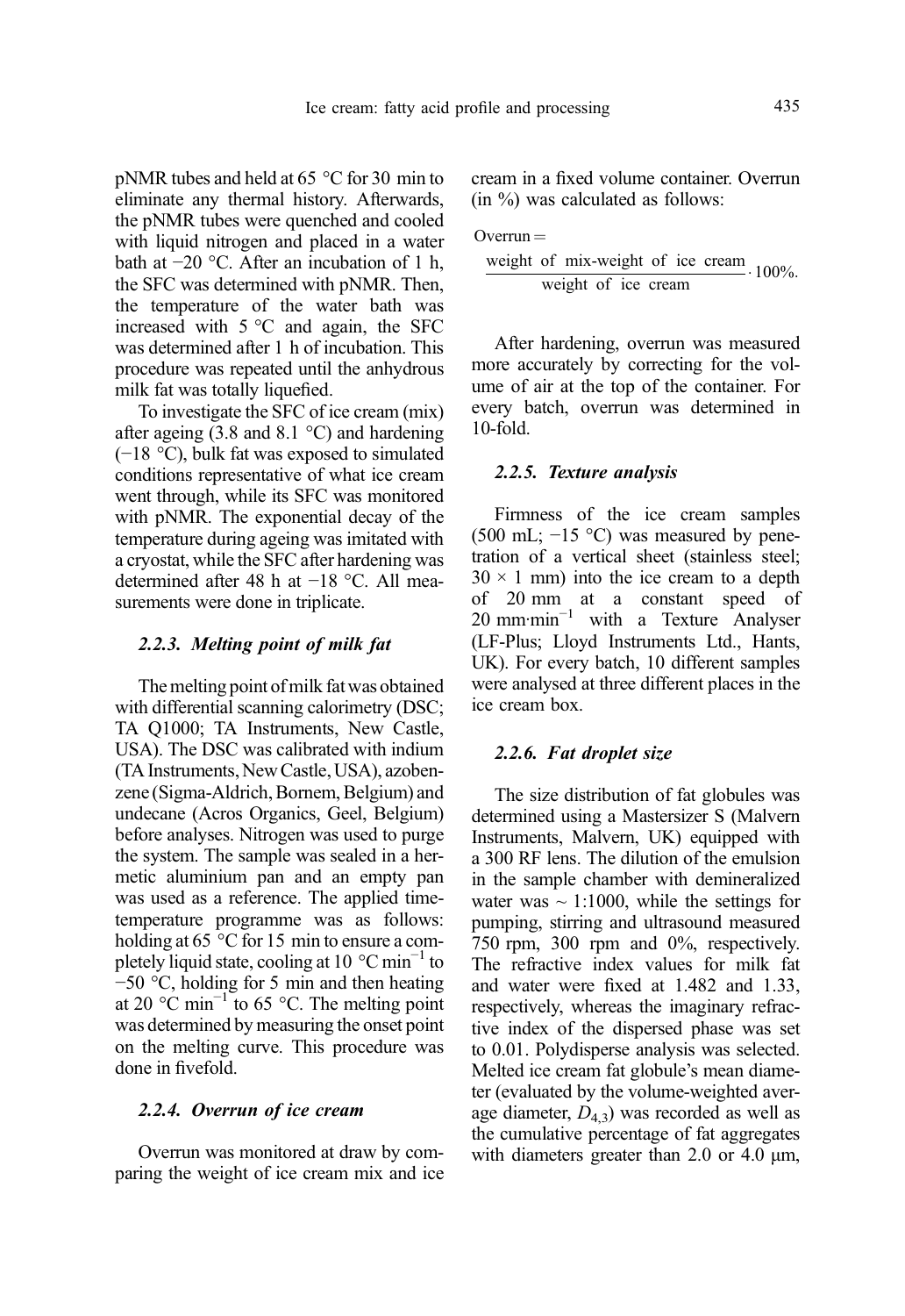pNMR tubes and held at 65 °C for 30 min to eliminate any thermal history. Afterwards, the pNMR tubes were quenched and cooled with liquid nitrogen and placed in a water bath at −20 °C. After an incubation of 1 h, the SFC was determined with pNMR. Then, the temperature of the water bath was increased with 5 °C and again, the SFC was determined after 1 h of incubation. This procedure was repeated until the anhydrous milk fat was totally liquefied.

To investigate the SFC of ice cream (mix) after ageing (3.8 and 8.1 °C) and hardening (−18 °C), bulk fat was exposed to simulated conditions representative of what ice cream went through, while its SFC was monitored with pNMR. The exponential decay of the temperature during ageing was imitated with a cryostat, while the SFC after hardening was determined after 48 h at −18 °C. All measurements were done in triplicate.

### 2.2.3. Melting point of milk fat

The melting point of milk fat was obtained with differential scanning calorimetry (DSC; TA Q1000; TA Instruments, New Castle, USA). The DSC was calibrated with indium (TA Instruments, New Castle, USA), azobenzene (Sigma-Aldrich, Bornem, Belgium) and undecane (Acros Organics, Geel, Belgium) before analyses. Nitrogen was used to purge the system. The sample was sealed in a hermetic aluminium pan and an empty pan was used as a reference. The applied time-temperature programme was as follows: holding at 65 °C for 15 min to ensure a completely liquid state, cooling at 10 °C $min^{-1}$ to −50 °C, holding for 5 min and then heating at 20 °C $min^{-1}$ to 65 °C. The melting point was determined by measuring the onset point on the melting curve. This procedure was done in fivefold.

### 2.2.4. Overrun of ice cream

Overrun was monitored at draw by comparing the weight of ice cream mix and ice cream in a fixed volume container. Overrun (in %) was calculated as follows:

$$\text{Overrun} = \frac{\text{weight of mix-weight of ice cream}}{\text{weight of ice cream}} \cdot 100\%.$$

After hardening, overrun was measured more accurately by correcting for the volume of air at the top of the container. For every batch, overrun was determined in 10-fold.

### 2.2.5. Texture analysis

Firmness of the ice cream samples (500 mL; −15 °C) was measured by penetration of a vertical sheet (stainless steel; 30 × 1 mm) into the ice cream to a depth of 20 mm at a constant speed of 20 mm·$min^{-1}$ with a Texture Analyser (LF-Plus; Lloyd Instruments Ltd., Hants, UK). For every batch, 10 different samples were analysed at three different places in the ice cream box.

### 2.2.6. Fat droplet size

The size distribution of fat globules was determined using a Mastersizer S (Malvern Instruments, Malvern, UK) equipped with a 300 RF lens. The dilution of the emulsion in the sample chamber with demineralized water was ~ 1:1000, while the settings for pumping, stirring and ultrasound measured 750 rpm, 300 rpm and 0%, respectively. The refractive index values for milk fat and water were fixed at 1.482 and 1.33, respectively, whereas the imaginary refractive index of the dispersed phase was set to 0.01. Polydisperse analysis was selected. Melted ice cream fat globule's mean diameter (evaluated by the volume-weighted average diameter, $D_{4,3}$) was recorded as well as the cumulative percentage of fat aggregates with diameters greater than 2.0 or 4.0 µm,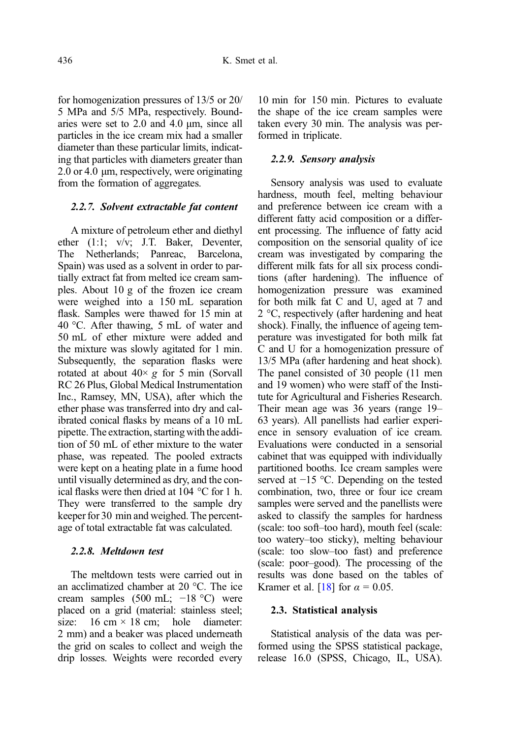for homogenization pressures of 13/5 or 20/5 MPa and 5/5 MPa, respectively. Boundaries were set to 2.0 and 4.0 μm, since all particles in the ice cream mix had a smaller diameter than these particular limits, indicating that particles with diameters greater than 2.0 or 4.0 μm, respectively, were originating from the formation of aggregates.

### 2.2.7. Solvent extractable fat content

A mixture of petroleum ether and diethyl ether (1:1; v/v; J.T. Baker, Deventer, The Netherlands; Panreac, Barcelona, Spain) was used as a solvent in order to partially extract fat from melted ice cream samples. About 10 g of the frozen ice cream were weighed into a 150 mL separation flask. Samples were thawed for 15 min at 40 °C. After thawing, 5 mL of water and 50 mL of ether mixture were added and the mixture was slowly agitated for 1 min. Subsequently, the separation flasks were rotated at about 40× *g* for 5 min (Sorvall RC 26 Plus, Global Medical Instrumentation Inc., Ramsey, MN, USA), after which the ether phase was transferred into dry and calibrated conical flasks by means of a 10 mL pipette. The extraction, starting with the addition of 50 mL of ether mixture to the water phase, was repeated. The pooled extracts were kept on a heating plate in a fume hood until visually determined as dry, and the conical flasks were then dried at 104 °C for 1 h. They were transferred to the sample dry keeper for 30 min and weighed. The percentage of total extractable fat was calculated.

### 2.2.8. Meltdown test

The meltdown tests were carried out in an acclimatized chamber at 20 °C. The ice cream samples (500 mL; −18 °C) were placed on a grid (material: stainless steel; size: 16 cm × 18 cm; hole diameter: 2 mm) and a beaker was placed underneath the grid on scales to collect and weigh the drip losses. Weights were recorded every 10 min for 150 min. Pictures to evaluate the shape of the ice cream samples were taken every 30 min. The analysis was performed in triplicate.

### 2.2.9. Sensory analysis

Sensory analysis was used to evaluate hardness, mouth feel, melting behaviour and preference between ice cream with a different fatty acid composition or a different processing. The influence of fatty acid composition on the sensorial quality of ice cream was investigated by comparing the different milk fats for all six process conditions (after hardening). The influence of homogenization pressure was examined for both milk fat C and U, aged at 7 and 2 °C, respectively (after hardening and heat shock). Finally, the influence of ageing temperature was investigated for both milk fat C and U for a homogenization pressure of 13/5 MPa (after hardening and heat shock). The panel consisted of 30 people (11 men and 19 women) who were staff of the Institute for Agricultural and Fisheries Research. Their mean age was 36 years (range 19–63 years). All panellists had earlier experience in sensory evaluation of ice cream. Evaluations were conducted in a sensorial cabinet that was equipped with individually partitioned booths. Ice cream samples were served at −15 °C. Depending on the tested combination, two, three or four ice cream samples were served and the panellists were asked to classify the samples for hardness (scale: too soft–too hard), mouth feel (scale: too watery–too sticky), melting behaviour (scale: too slow–too fast) and preference (scale: poor–good). The processing of the results was done based on the tables of Kramer et al. [18] for $\alpha = 0.05$.

## 2.3. Statistical analysis

Statistical analysis of the data was performed using the SPSS statistical package, release 16.0 (SPSS, Chicago, IL, USA).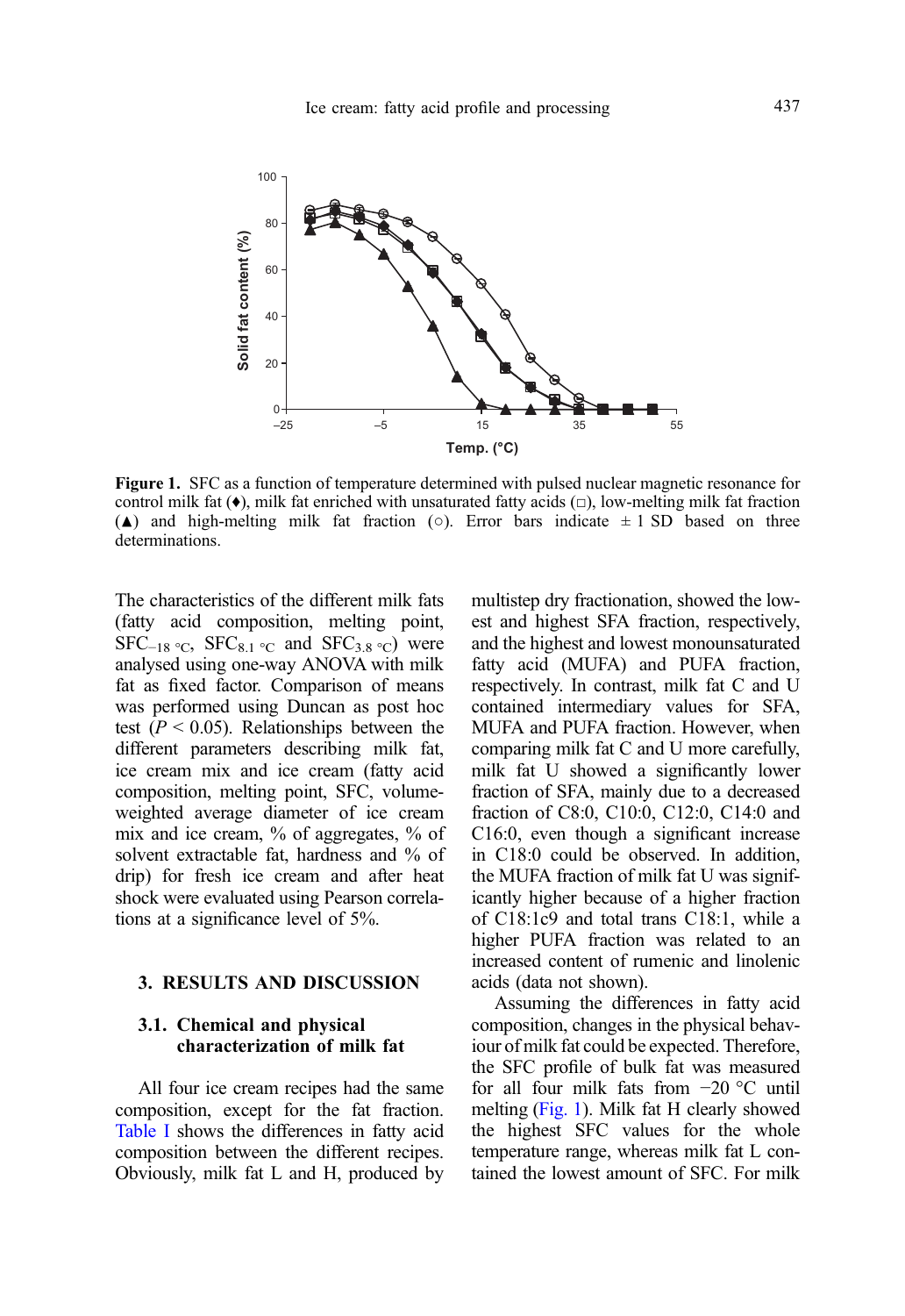Figure 1. SFC as a function of temperature determined with pulsed nuclear magnetic resonance for control milk fat (♦), milk fat enriched with unsaturated fatty acids (□), low-melting milk fat fraction (▲) and high-melting milk fat fraction (○). Error bars indicate ± 1 SD based on three determinations.

The characteristics of the different milk fats (fatty acid composition, melting point, $SFC_{-18\ °C}$, $SFC_{8.1\ °C}$ and $SFC_{3.8\ °C}$) were analysed using one-way ANOVA with milk fat as fixed factor. Comparison of means was performed using Duncan as post hoc test ($P < 0.05$). Relationships between the different parameters describing milk fat, ice cream mix and ice cream (fatty acid composition, melting point, SFC, volume-weighted average diameter of ice cream mix and ice cream, % of aggregates, % of solvent extractable fat, hardness and % of drip) for fresh ice cream and after heat shock were evaluated using Pearson correlations at a significance level of 5%.

## 3. RESULTS AND DISCUSSION

### 3.1. Chemical and physical characterization of milk fat

All four ice cream recipes had the same composition, except for the fat fraction. Table I shows the differences in fatty acid composition between the different recipes. Obviously, milk fat L and H, produced by multistep dry fractionation, showed the lowest and highest SFA fraction, respectively, and the highest and lowest monounsaturated fatty acid (MUFA) and PUFA fraction, respectively. In contrast, milk fat C and U contained intermediary values for SFA, MUFA and PUFA fraction. However, when comparing milk fat C and U more carefully, milk fat U showed a significantly lower fraction of SFA, mainly due to a decreased fraction of C8:0, C10:0, C12:0, C14:0 and C16:0, even though a significant increase in C18:0 could be observed. In addition, the MUFA fraction of milk fat U was significantly higher because of a higher fraction of C18:1c9 and total trans C18:1, while a higher PUFA fraction was related to an increased content of rumenic and linolenic acids (data not shown).

Assuming the differences in fatty acid composition, changes in the physical behaviour of milk fat could be expected. Therefore, the SFC profile of bulk fat was measured for all four milk fats from −20 °C until melting (Fig. 1). Milk fat H clearly showed the highest SFC values for the whole temperature range, whereas milk fat L contained the lowest amount of SFC. For milk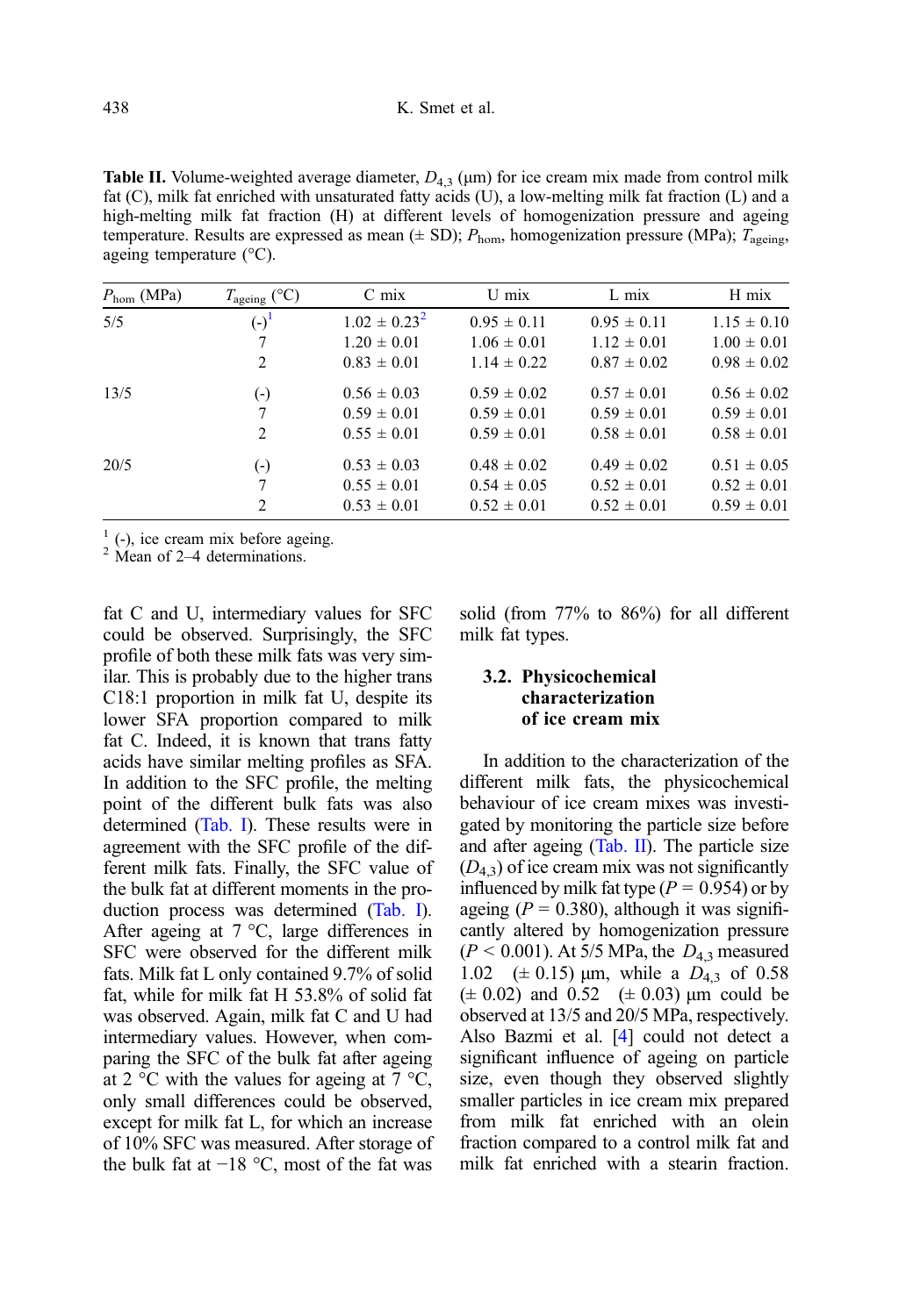**Table II.** Volume-weighted average diameter, $D_{4,3}$ (μm) for ice cream mix made from control milk fat (C), milk fat enriched with unsaturated fatty acids (U), a low-melting milk fat fraction (L) and a high-melting milk fat fraction (H) at different levels of homogenization pressure and ageing temperature. Results are expressed as mean (± SD); $P_{hom}$, homogenization pressure (MPa); $T_{ageing}$, ageing temperature (°C).

| $P_{hom}$ (MPa) | $T_{ageing}$ (°C) | C mix | U mix | L mix | H mix |
|---|---|---|---|---|---|
| 5/5 | (-)[1] | 1.02 ± 0.23[2] | 0.95 ± 0.11 | 0.95 ± 0.11 | 1.15 ± 0.10 |
| | 7 | 1.20 ± 0.01 | 1.06 ± 0.01 | 1.12 ± 0.01 | 1.00 ± 0.01 |
| | 2 | 0.83 ± 0.01 | 1.14 ± 0.22 | 0.87 ± 0.02 | 0.98 ± 0.02 |
| 13/5 | (-) | 0.56 ± 0.03 | 0.59 ± 0.02 | 0.57 ± 0.01 | 0.56 ± 0.02 |
| | 7 | 0.59 ± 0.01 | 0.59 ± 0.01 | 0.59 ± 0.01 | 0.59 ± 0.01 |
| | 2 | 0.55 ± 0.01 | 0.59 ± 0.01 | 0.58 ± 0.01 | 0.58 ± 0.01 |
| 20/5 | (-) | 0.53 ± 0.03 | 0.48 ± 0.02 | 0.49 ± 0.02 | 0.51 ± 0.05 |
| | 7 | 0.55 ± 0.01 | 0.54 ± 0.05 | 0.52 ± 0.01 | 0.52 ± 0.01 |
| | 2 | 0.53 ± 0.01 | 0.52 ± 0.01 | 0.52 ± 0.01 | 0.59 ± 0.01 |

[1] (-), ice cream mix before ageing.
[2] Mean of 2–4 determinations.

fat C and U, intermediary values for SFC could be observed. Surprisingly, the SFC profile of both these milk fats was very similar. This is probably due to the higher trans C18:1 proportion in milk fat U, despite its lower SFA proportion compared to milk fat C. Indeed, it is known that trans fatty acids have similar melting profiles as SFA. In addition to the SFC profile, the melting point of the different bulk fats was also determined (Tab. I). These results were in agreement with the SFC profile of the different milk fats. Finally, the SFC value of the bulk fat at different moments in the production process was determined (Tab. I). After ageing at 7 °C, large differences in SFC were observed for the different milk fats. Milk fat L only contained 9.7% of solid fat, while for milk fat H 53.8% of solid fat was observed. Again, milk fat C and U had intermediary values. However, when comparing the SFC of the bulk fat after ageing at 2 °C with the values for ageing at 7 °C, only small differences could be observed, except for milk fat L, for which an increase of 10% SFC was measured. After storage of the bulk fat at −18 °C, most of the fat was solid (from 77% to 86%) for all different milk fat types.

### 3.2. Physicochemical characterization of ice cream mix

In addition to the characterization of the different milk fats, the physicochemical behaviour of ice cream mixes was investigated by monitoring the particle size before and after ageing (Tab. II). The particle size ($D_{4,3}$) of ice cream mix was not significantly influenced by milk fat type ($P = 0.954$) or by ageing ($P = 0.380$), although it was significantly altered by homogenization pressure ($P < 0.001$). At 5/5 MPa, the $D_{4,3}$ measured 1.02 (± 0.15) μm, while a $D_{4,3}$ of 0.58 (± 0.02) and 0.52 (± 0.03) μm could be observed at 13/5 and 20/5 MPa, respectively. Also Bazmi et al. [4] could not detect a significant influence of ageing on particle size, even though they observed slightly smaller particles in ice cream mix prepared from milk fat enriched with an olein fraction compared to a control milk fat and milk fat enriched with a stearin fraction.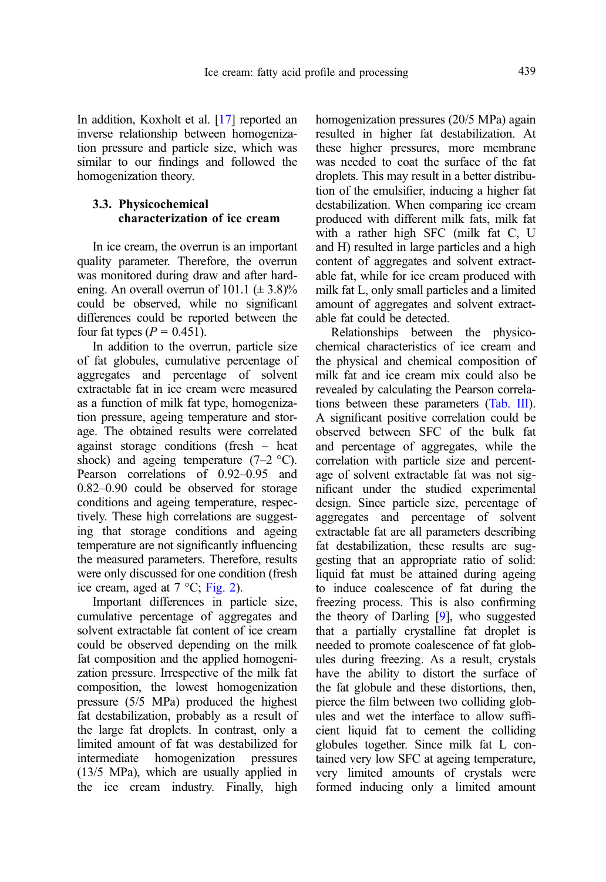In addition, Koxholt et al. [17] reported an inverse relationship between homogenization pressure and particle size, which was similar to our findings and followed the homogenization theory.

### 3.3. Physicochemical characterization of ice cream

In ice cream, the overrun is an important quality parameter. Therefore, the overrun was monitored during draw and after hardening. An overall overrun of 101.1 (± 3.8)% could be observed, while no significant differences could be reported between the four fat types ($P = 0.451$).

In addition to the overrun, particle size of fat globules, cumulative percentage of aggregates and percentage of solvent extractable fat in ice cream were measured as a function of milk fat type, homogenization pressure, ageing temperature and storage. The obtained results were correlated against storage conditions (fresh – heat shock) and ageing temperature (7–2 °C). Pearson correlations of 0.92–0.95 and 0.82–0.90 could be observed for storage conditions and ageing temperature, respectively. These high correlations are suggesting that storage conditions and ageing temperature are not significantly influencing the measured parameters. Therefore, results were only discussed for one condition (fresh ice cream, aged at 7 °C; Fig. 2).

Important differences in particle size, cumulative percentage of aggregates and solvent extractable fat content of ice cream could be observed depending on the milk fat composition and the applied homogenization pressure. Irrespective of the milk fat composition, the lowest homogenization pressure (5/5 MPa) produced the highest fat destabilization, probably as a result of the large fat droplets. In contrast, only a limited amount of fat was destabilized for intermediate homogenization pressures (13/5 MPa), which are usually applied in the ice cream industry. Finally, high homogenization pressures (20/5 MPa) again resulted in higher fat destabilization. At these higher pressures, more membrane was needed to coat the surface of the fat droplets. This may result in a better distribution of the emulsifier, inducing a higher fat destabilization. When comparing ice cream produced with different milk fats, milk fat with a rather high SFC (milk fat C, U and H) resulted in large particles and a high content of aggregates and solvent extractable fat, while for ice cream produced with milk fat L, only small particles and a limited amount of aggregates and solvent extractable fat could be detected.

Relationships between the physicochemical characteristics of ice cream and the physical and chemical composition of milk fat and ice cream mix could also be revealed by calculating the Pearson correlations between these parameters (Tab. III). A significant positive correlation could be observed between SFC of the bulk fat and percentage of aggregates, while the correlation with particle size and percentage of solvent extractable fat was not significant under the studied experimental design. Since particle size, percentage of aggregates and percentage of solvent extractable fat are all parameters describing fat destabilization, these results are suggesting that an appropriate ratio of solid: liquid fat must be attained during ageing to induce coalescence of fat during the freezing process. This is also confirming the theory of Darling [9], who suggested that a partially crystalline fat droplet is needed to promote coalescence of fat globules during freezing. As a result, crystals have the ability to distort the surface of the fat globule and these distortions, then, pierce the film between two colliding globules and wet the interface to allow sufficient liquid fat to cement the colliding globules together. Since milk fat L contained very low SFC at ageing temperature, very limited amounts of crystals were formed inducing only a limited amount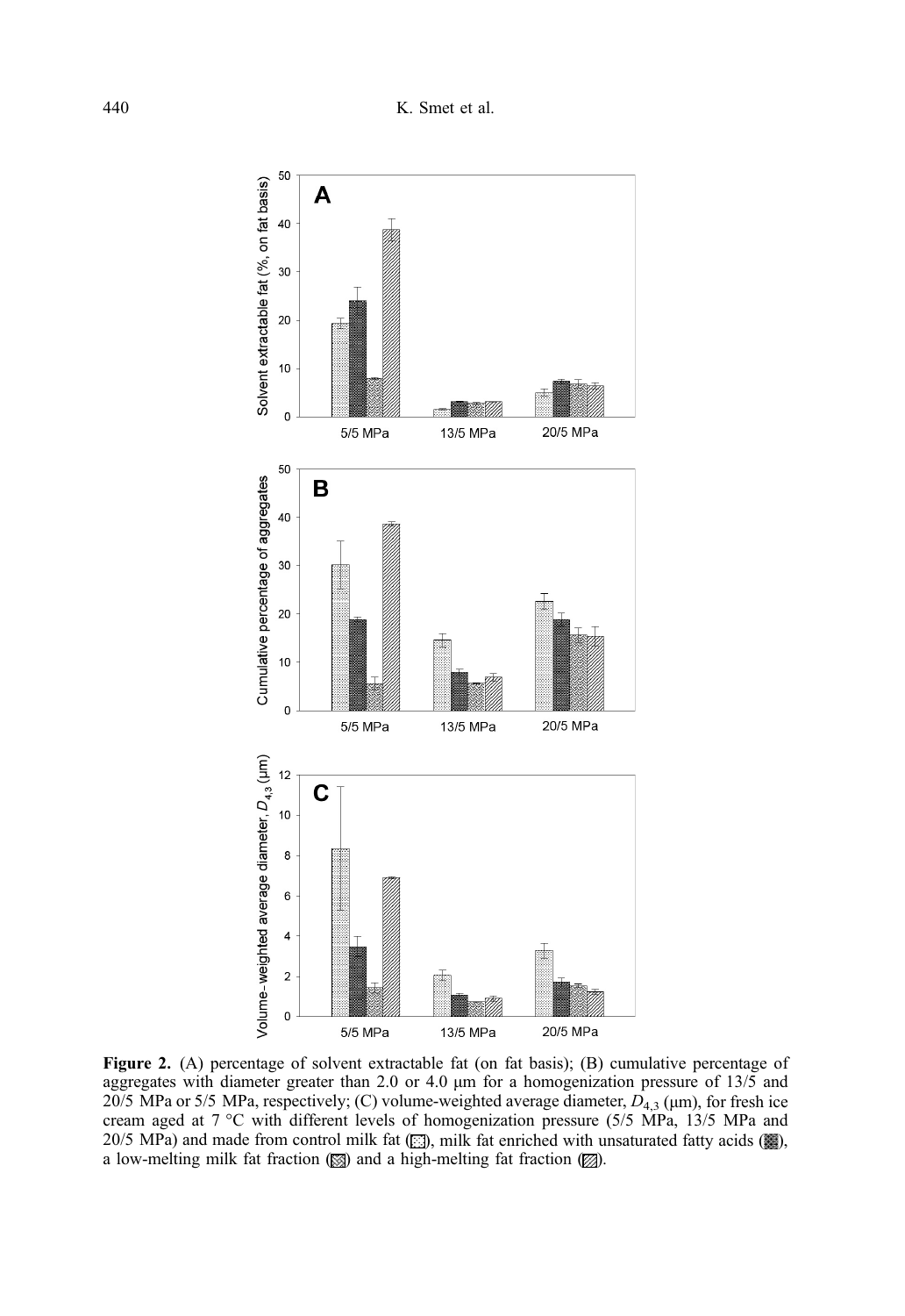**Figure 2.** (A) percentage of solvent extractable fat (on fat basis); (B) cumulative percentage of aggregates with diameter greater than 2.0 or 4.0 µm for a homogenization pressure of 13/5 and 20/5 MPa or 5/5 MPa, respectively; (C) volume-weighted average diameter, $D_{4,3}$ (µm), for fresh ice cream aged at 7 °C with different levels of homogenization pressure (5/5 MPa, 13/5 MPa and 20/5 MPa) and made from control milk fat (▒), milk fat enriched with unsaturated fatty acids (▓), a low-melting milk fat fraction (▩) and a high-melting fat fraction (▨).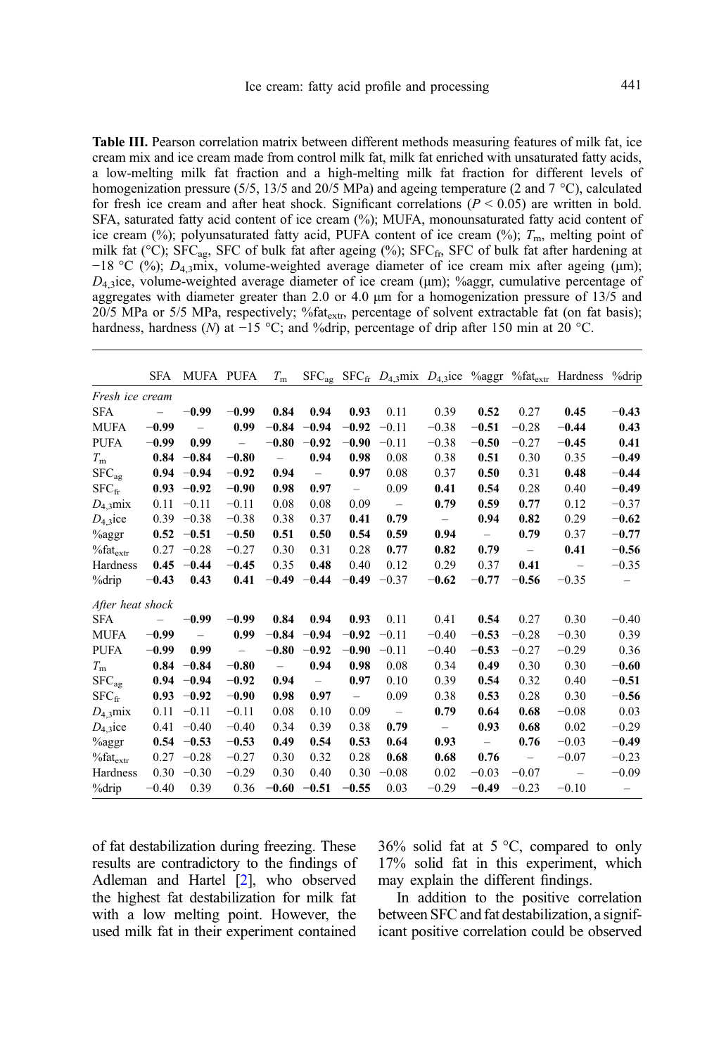**Table III.** Pearson correlation matrix between different methods measuring features of milk fat, ice cream mix and ice cream made from control milk fat, milk fat enriched with unsaturated fatty acids, a low-melting milk fat fraction and a high-melting milk fat fraction for different levels of homogenization pressure (5/5, 13/5 and 20/5 MPa) and ageing temperature (2 and 7 °C), calculated for fresh ice cream and after heat shock. Significant correlations ($P < 0.05$) are written in bold. SFA, saturated fatty acid content of ice cream (%); MUFA, monounsaturated fatty acid content of ice cream (%); polyunsaturated fatty acid, PUFA content of ice cream (%); $T_m$, melting point of milk fat (°C); $SFC_{ag}$, SFC of bulk fat after ageing (%); $SFC_{fr}$, SFC of bulk fat after hardening at −18 °C (%); $D_{4,3}$mix, volume-weighted average diameter of ice cream mix after ageing (μm); $D_{4,3}$ice, volume-weighted average diameter of ice cream (μm); %aggr, cumulative percentage of aggregates with diameter greater than 2.0 or 4.0 μm for a homogenization pressure of 13/5 and 20/5 MPa or 5/5 MPa, respectively; $\%fat_{extr}$, percentage of solvent extractable fat (on fat basis); hardness, hardness (N) at −15 °C; and %drip, percentage of drip after 150 min at 20 °C.

| | SFA | MUFA | PUFA | $T_m$ | $SFC_{ag}$ | $SFC_{fr}$ | $D_{4,3}$mix | $D_{4,3}$ice | %aggr | $\%fat_{extr}$ | Hardness | %drip |
|---|---|---|---|---|---|---|---|---|---|---|---|---|
| *Fresh ice cream* | | | | | | | | | | | | |
| SFA | – | **−0.99** | **−0.99** | **0.84** | **0.94** | **0.93** | 0.11 | 0.39 | **0.52** | 0.27 | **0.45** | **−0.43** |
| MUFA | **−0.99** | – | **0.99** | **−0.84** | **−0.94** | **−0.92** | −0.11 | −0.38 | **−0.51** | −0.28 | **−0.44** | **0.43** |
| PUFA | **−0.99** | **0.99** | – | **−0.80** | **−0.92** | **−0.90** | −0.11 | −0.38 | **−0.50** | −0.27 | **−0.45** | **0.41** |
| $T_m$ | **0.84** | **−0.84** | **−0.80** | – | **0.94** | **0.98** | 0.08 | 0.38 | **0.51** | 0.30 | 0.35 | **−0.49** |
| $SFC_{ag}$ | **0.94** | **−0.94** | **−0.92** | **0.94** | – | **0.97** | 0.08 | 0.37 | **0.50** | 0.31 | **0.48** | **−0.44** |
| $SFC_{fr}$ | **0.93** | **−0.92** | **−0.90** | **0.98** | **0.97** | – | 0.09 | **0.41** | **0.54** | 0.28 | 0.40 | **−0.49** |
| $D_{4,3}$mix | 0.11 | −0.11 | −0.11 | 0.08 | 0.08 | 0.09 | – | **0.79** | **0.59** | **0.77** | 0.12 | −0.37 |
| $D_{4,3}$ice | 0.39 | −0.38 | −0.38 | 0.38 | 0.37 | **0.41** | **0.79** | – | **0.94** | **0.82** | 0.29 | **−0.62** |
| %aggr | **0.52** | **−0.51** | **−0.50** | **0.51** | **0.50** | **0.54** | **0.59** | **0.94** | – | **0.79** | 0.37 | **−0.77** |
| $\%fat_{extr}$ | 0.27 | −0.28 | −0.27 | 0.30 | 0.31 | 0.28 | **0.77** | **0.82** | **0.79** | – | **0.41** | **−0.56** |
| Hardness | **0.45** | **−0.44** | **−0.45** | 0.35 | **0.48** | 0.40 | 0.12 | 0.29 | 0.37 | **0.41** | – | −0.35 |
| %drip | **−0.43** | **0.43** | **0.41** | **−0.49** | **−0.44** | **−0.49** | −0.37 | **−0.62** | **−0.77** | **−0.56** | −0.35 | – |
| *After heat shock* | | | | | | | | | | | | |
| SFA | – | **−0.99** | **−0.99** | **0.84** | **0.94** | **0.93** | 0.11 | 0.41 | **0.54** | 0.27 | 0.30 | −0.40 |
| MUFA | **−0.99** | – | **0.99** | **−0.84** | **−0.94** | **−0.92** | −0.11 | −0.40 | **−0.53** | −0.28 | −0.30 | 0.39 |
| PUFA | **−0.99** | **0.99** | – | **−0.80** | **−0.92** | **−0.90** | −0.11 | −0.40 | **−0.53** | −0.27 | −0.29 | 0.36 |
| $T_m$ | **0.84** | **−0.84** | **−0.80** | – | **0.94** | **0.98** | 0.08 | 0.34 | **0.49** | 0.30 | 0.30 | **−0.60** |
| $SFC_{ag}$ | **0.94** | **−0.94** | **−0.92** | **0.94** | – | **0.97** | 0.10 | 0.39 | **0.54** | 0.32 | 0.40 | **−0.51** |
| $SFC_{fr}$ | **0.93** | **−0.92** | **−0.90** | **0.98** | **0.97** | – | 0.09 | 0.38 | **0.53** | 0.28 | 0.30 | **−0.56** |
| $D_{4,3}$mix | 0.11 | −0.11 | −0.11 | 0.08 | 0.10 | 0.09 | – | **0.79** | **0.64** | **0.68** | −0.08 | 0.03 |
| $D_{4,3}$ice | 0.41 | −0.40 | −0.40 | 0.34 | 0.39 | 0.38 | **0.79** | – | **0.93** | **0.68** | 0.02 | −0.29 |
| %aggr | **0.54** | **−0.53** | **−0.53** | **0.49** | **0.54** | **0.53** | **0.64** | **0.93** | – | **0.76** | −0.03 | **−0.49** |
| $\%fat_{extr}$ | 0.27 | −0.28 | −0.27 | 0.30 | 0.32 | 0.28 | **0.68** | **0.68** | **0.76** | – | −0.07 | −0.23 |
| Hardness | 0.30 | −0.30 | −0.29 | 0.30 | 0.40 | 0.30 | −0.08 | 0.02 | −0.03 | −0.07 | – | −0.09 |
| %drip | −0.40 | 0.39 | 0.36 | **−0.60** | **−0.51** | **−0.55** | 0.03 | −0.29 | **−0.49** | −0.23 | −0.10 | – |

of fat destabilization during freezing. These results are contradictory to the findings of Adleman and Hartel [2], who observed the highest fat destabilization for milk fat with a low melting point. However, the used milk fat in their experiment contained 36% solid fat at 5 °C, compared to only 17% solid fat in this experiment, which may explain the different findings.

In addition to the positive correlation between SFC and fat destabilization, a significant positive correlation could be observed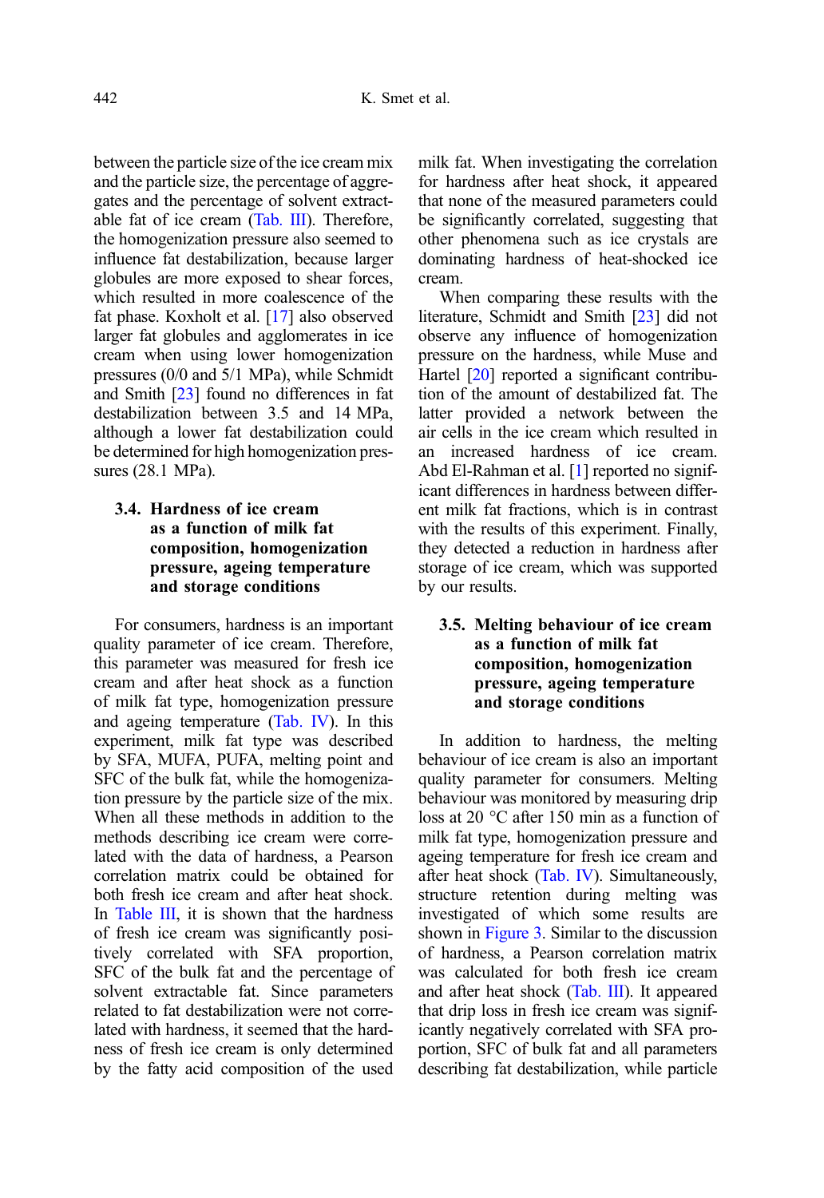between the particle size of the ice cream mix and the particle size, the percentage of aggregates and the percentage of solvent extractable fat of ice cream (Tab. III). Therefore, the homogenization pressure also seemed to influence fat destabilization, because larger globules are more exposed to shear forces, which resulted in more coalescence of the fat phase. Koxholt et al. [17] also observed larger fat globules and agglomerates in ice cream when using lower homogenization pressures (0/0 and 5/1 MPa), while Schmidt and Smith [23] found no differences in fat destabilization between 3.5 and 14 MPa, although a lower fat destabilization could be determined for high homogenization pressures (28.1 MPa).

### 3.4. Hardness of ice cream as a function of milk fat composition, homogenization pressure, ageing temperature and storage conditions

For consumers, hardness is an important quality parameter of ice cream. Therefore, this parameter was measured for fresh ice cream and after heat shock as a function of milk fat type, homogenization pressure and ageing temperature (Tab. IV). In this experiment, milk fat type was described by SFA, MUFA, PUFA, melting point and SFC of the bulk fat, while the homogenization pressure by the particle size of the mix. When all these methods in addition to the methods describing ice cream were correlated with the data of hardness, a Pearson correlation matrix could be obtained for both fresh ice cream and after heat shock. In Table III, it is shown that the hardness of fresh ice cream was significantly positively correlated with SFA proportion, SFC of the bulk fat and the percentage of solvent extractable fat. Since parameters related to fat destabilization were not correlated with hardness, it seemed that the hardness of fresh ice cream is only determined by the fatty acid composition of the used milk fat. When investigating the correlation for hardness after heat shock, it appeared that none of the measured parameters could be significantly correlated, suggesting that other phenomena such as ice crystals are dominating hardness of heat-shocked ice cream.

When comparing these results with the literature, Schmidt and Smith [23] did not observe any influence of homogenization pressure on the hardness, while Muse and Hartel [20] reported a significant contribution of the amount of destabilized fat. The latter provided a network between the air cells in the ice cream which resulted in an increased hardness of ice cream. Abd El-Rahman et al. [1] reported no significant differences in hardness between different milk fat fractions, which is in contrast with the results of this experiment. Finally, they detected a reduction in hardness after storage of ice cream, which was supported by our results.

### 3.5. Melting behaviour of ice cream as a function of milk fat composition, homogenization pressure, ageing temperature and storage conditions

In addition to hardness, the melting behaviour of ice cream is also an important quality parameter for consumers. Melting behaviour was monitored by measuring drip loss at 20 °C after 150 min as a function of milk fat type, homogenization pressure and ageing temperature for fresh ice cream and after heat shock (Tab. IV). Simultaneously, structure retention during melting was investigated of which some results are shown in Figure 3. Similar to the discussion of hardness, a Pearson correlation matrix was calculated for both fresh ice cream and after heat shock (Tab. III). It appeared that drip loss in fresh ice cream was significantly negatively correlated with SFA proportion, SFC of bulk fat and all parameters describing fat destabilization, while particle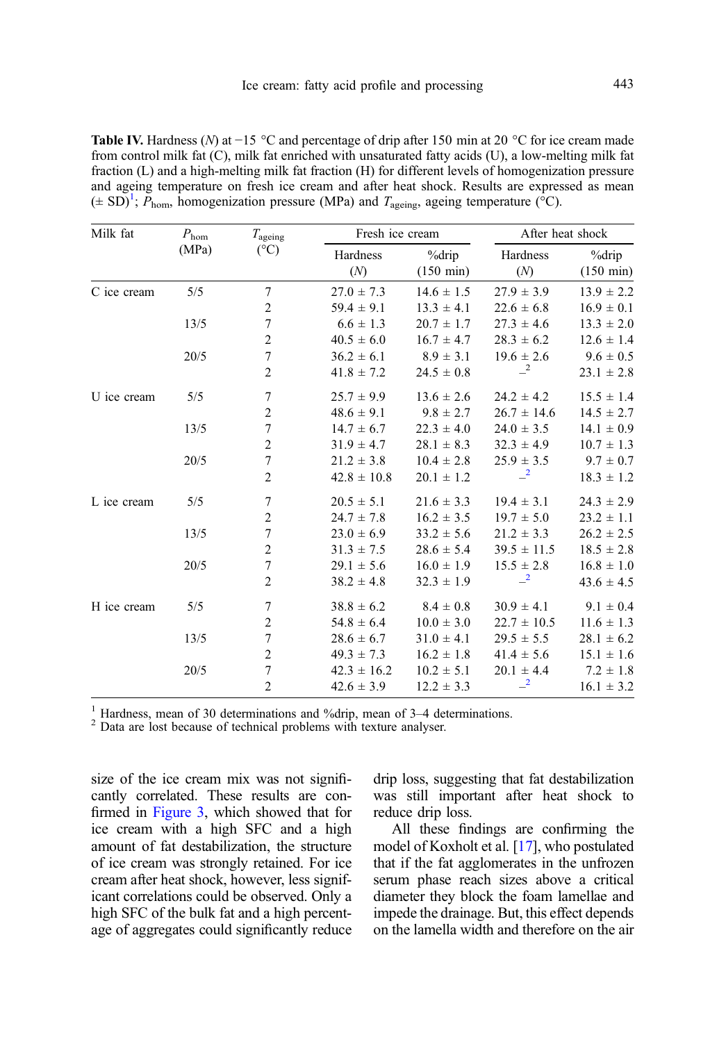**Table IV.** Hardness ($N$) at −15 °C and percentage of drip after 150 min at 20 °C for ice cream made from control milk fat (C), milk fat enriched with unsaturated fatty acids (U), a low-melting milk fat fraction (L) and a high-melting milk fat fraction (H) for different levels of homogenization pressure and ageing temperature on fresh ice cream and after heat shock. Results are expressed as mean (± SD)[1]; $P_{hom}$, homogenization pressure (MPa) and $T_{ageing}$, ageing temperature (°C).

| Milk fat | $P_{hom}$ (MPa) | $T_{ageing}$ (°C) | Fresh ice cream | | After heat shock | |
|---|---|---|---|---|---|---|
| | | | Hardness ($N$) | %drip (150 min) | Hardness ($N$) | %drip (150 min) |
| C ice cream | 5/5 | 7 | 27.0 ± 7.3 | 14.6 ± 1.5 | 27.9 ± 3.9 | 13.9 ± 2.2 |
| | | 2 | 59.4 ± 9.1 | 13.3 ± 4.1 | 22.6 ± 6.8 | 16.9 ± 0.1 |
| | 13/5 | 7 | 6.6 ± 1.3 | 20.7 ± 1.7 | 27.3 ± 4.6 | 13.3 ± 2.0 |
| | | 2 | 40.5 ± 6.0 | 16.7 ± 4.7 | 28.3 ± 6.2 | 12.6 ± 1.4 |
| | 20/5 | 7 | 36.2 ± 6.1 | 8.9 ± 3.1 | 19.6 ± 2.6 | 9.6 ± 0.5 |
| | | 2 | 41.8 ± 7.2 | 24.5 ± 0.8 | –[2] | 23.1 ± 2.8 |
| U ice cream | 5/5 | 7 | 25.7 ± 9.9 | 13.6 ± 2.6 | 24.2 ± 4.2 | 15.5 ± 1.4 |
| | | 2 | 48.6 ± 9.1 | 9.8 ± 2.7 | 26.7 ± 14.6 | 14.5 ± 2.7 |
| | 13/5 | 7 | 14.7 ± 6.7 | 22.3 ± 4.0 | 24.0 ± 3.5 | 14.1 ± 0.9 |
| | | 2 | 31.9 ± 4.7 | 28.1 ± 8.3 | 32.3 ± 4.9 | 10.7 ± 1.3 |
| | 20/5 | 7 | 21.2 ± 3.8 | 10.4 ± 2.8 | 25.9 ± 3.5 | 9.7 ± 0.7 |
| | | 2 | 42.8 ± 10.8 | 20.1 ± 1.2 | –[2] | 18.3 ± 1.2 |
| L ice cream | 5/5 | 7 | 20.5 ± 5.1 | 21.6 ± 3.3 | 19.4 ± 3.1 | 24.3 ± 2.9 |
| | | 2 | 24.7 ± 7.8 | 16.2 ± 3.5 | 19.7 ± 5.0 | 23.2 ± 1.1 |
| | 13/5 | 7 | 23.0 ± 6.9 | 33.2 ± 5.6 | 21.2 ± 3.3 | 26.2 ± 2.5 |
| | | 2 | 31.3 ± 7.5 | 28.6 ± 5.4 | 39.5 ± 11.5 | 18.5 ± 2.8 |
| | 20/5 | 7 | 29.1 ± 5.6 | 16.0 ± 1.9 | 15.5 ± 2.8 | 16.8 ± 1.0 |
| | | 2 | 38.2 ± 4.8 | 32.3 ± 1.9 | –[2] | 43.6 ± 4.5 |
| H ice cream | 5/5 | 7 | 38.8 ± 6.2 | 8.4 ± 0.8 | 30.9 ± 4.1 | 9.1 ± 0.4 |
| | | 2 | 54.8 ± 6.4 | 10.0 ± 3.0 | 22.7 ± 10.5 | 11.6 ± 1.3 |
| | 13/5 | 7 | 28.6 ± 6.7 | 31.0 ± 4.1 | 29.5 ± 5.5 | 28.1 ± 6.2 |
| | | 2 | 49.3 ± 7.3 | 16.2 ± 1.8 | 41.4 ± 5.6 | 15.1 ± 1.6 |
| | 20/5 | 7 | 42.3 ± 16.2 | 10.2 ± 5.1 | 20.1 ± 4.4 | 7.2 ± 1.8 |
| | | 2 | 42.6 ± 3.9 | 12.2 ± 3.3 | –[2] | 16.1 ± 3.2 |

[1] Hardness, mean of 30 determinations and %drip, mean of 3–4 determinations.
[2] Data are lost because of technical problems with texture analyser.

size of the ice cream mix was not significantly correlated. These results are confirmed in Figure 3, which showed that for ice cream with a high SFC and a high amount of fat destabilization, the structure of ice cream was strongly retained. For ice cream after heat shock, however, less significant correlations could be observed. Only a high SFC of the bulk fat and a high percentage of aggregates could significantly reduce drip loss, suggesting that fat destabilization was still important after heat shock to reduce drip loss.

All these findings are confirming the model of Koxholt et al. [17], who postulated that if the fat agglomerates in the unfrozen serum phase reach sizes above a critical diameter they block the foam lamellae and impede the drainage. But, this effect depends on the lamella width and therefore on the air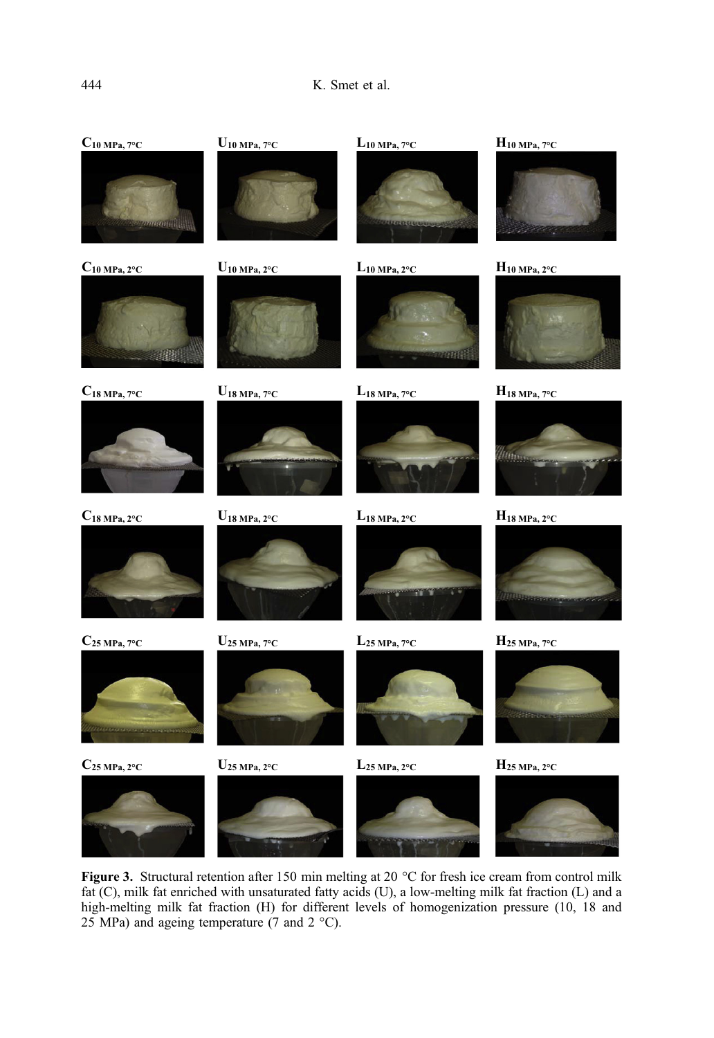$C_{10\ MPa,\ 7°C}$ $U_{10\ MPa,\ 7°C}$ $L_{10\ MPa,\ 7°C}$ $H_{10\ MPa,\ 7°C}$

$C_{10\ MPa,\ 2°C}$ $U_{10\ MPa,\ 2°C}$ $L_{10\ MPa,\ 2°C}$ $H_{10\ MPa,\ 2°C}$

$C_{18\ MPa,\ 7°C}$ $U_{18\ MPa,\ 7°C}$ $L_{18\ MPa,\ 7°C}$ $H_{18\ MPa,\ 7°C}$

$C_{18\ MPa,\ 2°C}$ $U_{18\ MPa,\ 2°C}$ $L_{18\ MPa,\ 2°C}$ $H_{18\ MPa,\ 2°C}$

$C_{25\ MPa,\ 7°C}$ $U_{25\ MPa,\ 7°C}$ $L_{25\ MPa,\ 7°C}$ $H_{25\ MPa,\ 7°C}$

$C_{25\ MPa,\ 2°C}$ $U_{25\ MPa,\ 2°C}$ $L_{25\ MPa,\ 2°C}$ $H_{25\ MPa,\ 2°C}$

**Figure 3.** Structural retention after 150 min melting at 20 °C for fresh ice cream from control milk fat (C), milk fat enriched with unsaturated fatty acids (U), a low-melting milk fat fraction (L) and a high-melting milk fat fraction (H) for different levels of homogenization pressure (10, 18 and 25 MPa) and ageing temperature (7 and 2 °C).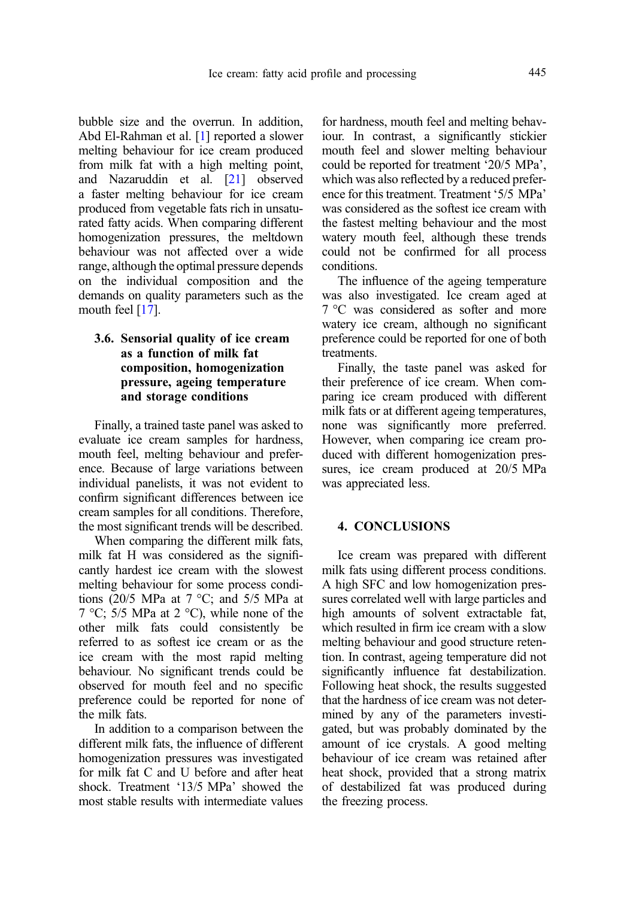bubble size and the overrun. In addition, Abd El-Rahman et al. [1] reported a slower melting behaviour for ice cream produced from milk fat with a high melting point, and Nazaruddin et al. [21] observed a faster melting behaviour for ice cream produced from vegetable fats rich in unsaturated fatty acids. When comparing different homogenization pressures, the meltdown behaviour was not affected over a wide range, although the optimal pressure depends on the individual composition and the demands on quality parameters such as the mouth feel [17].

### 3.6. Sensorial quality of ice cream as a function of milk fat composition, homogenization pressure, ageing temperature and storage conditions

Finally, a trained taste panel was asked to evaluate ice cream samples for hardness, mouth feel, melting behaviour and preference. Because of large variations between individual panelists, it was not evident to confirm significant differences between ice cream samples for all conditions. Therefore, the most significant trends will be described.

When comparing the different milk fats, milk fat H was considered as the significantly hardest ice cream with the slowest melting behaviour for some process conditions (20/5 MPa at 7 °C; and 5/5 MPa at 7 °C; 5/5 MPa at 2 °C), while none of the other milk fats could consistently be referred to as softest ice cream or as the ice cream with the most rapid melting behaviour. No significant trends could be observed for mouth feel and no specific preference could be reported for none of the milk fats.

In addition to a comparison between the different milk fats, the influence of different homogenization pressures was investigated for milk fat C and U before and after heat shock. Treatment '13/5 MPa' showed the most stable results with intermediate values for hardness, mouth feel and melting behaviour. In contrast, a significantly stickier mouth feel and slower melting behaviour could be reported for treatment '20/5 MPa', which was also reflected by a reduced preference for this treatment. Treatment '5/5 MPa' was considered as the softest ice cream with the fastest melting behaviour and the most watery mouth feel, although these trends could not be confirmed for all process conditions.

The influence of the ageing temperature was also investigated. Ice cream aged at 7 °C was considered as softer and more watery ice cream, although no significant preference could be reported for one of both treatments.

Finally, the taste panel was asked for their preference of ice cream. When comparing ice cream produced with different milk fats or at different ageing temperatures, none was significantly more preferred. However, when comparing ice cream produced with different homogenization pressures, ice cream produced at 20/5 MPa was appreciated less.

## 4. CONCLUSIONS

Ice cream was prepared with different milk fats using different process conditions. A high SFC and low homogenization pressures correlated well with large particles and high amounts of solvent extractable fat, which resulted in firm ice cream with a slow melting behaviour and good structure retention. In contrast, ageing temperature did not significantly influence fat destabilization. Following heat shock, the results suggested that the hardness of ice cream was not determined by any of the parameters investigated, but was probably dominated by the amount of ice crystals. A good melting behaviour of ice cream was retained after heat shock, provided that a strong matrix of destabilized fat was produced during the freezing process.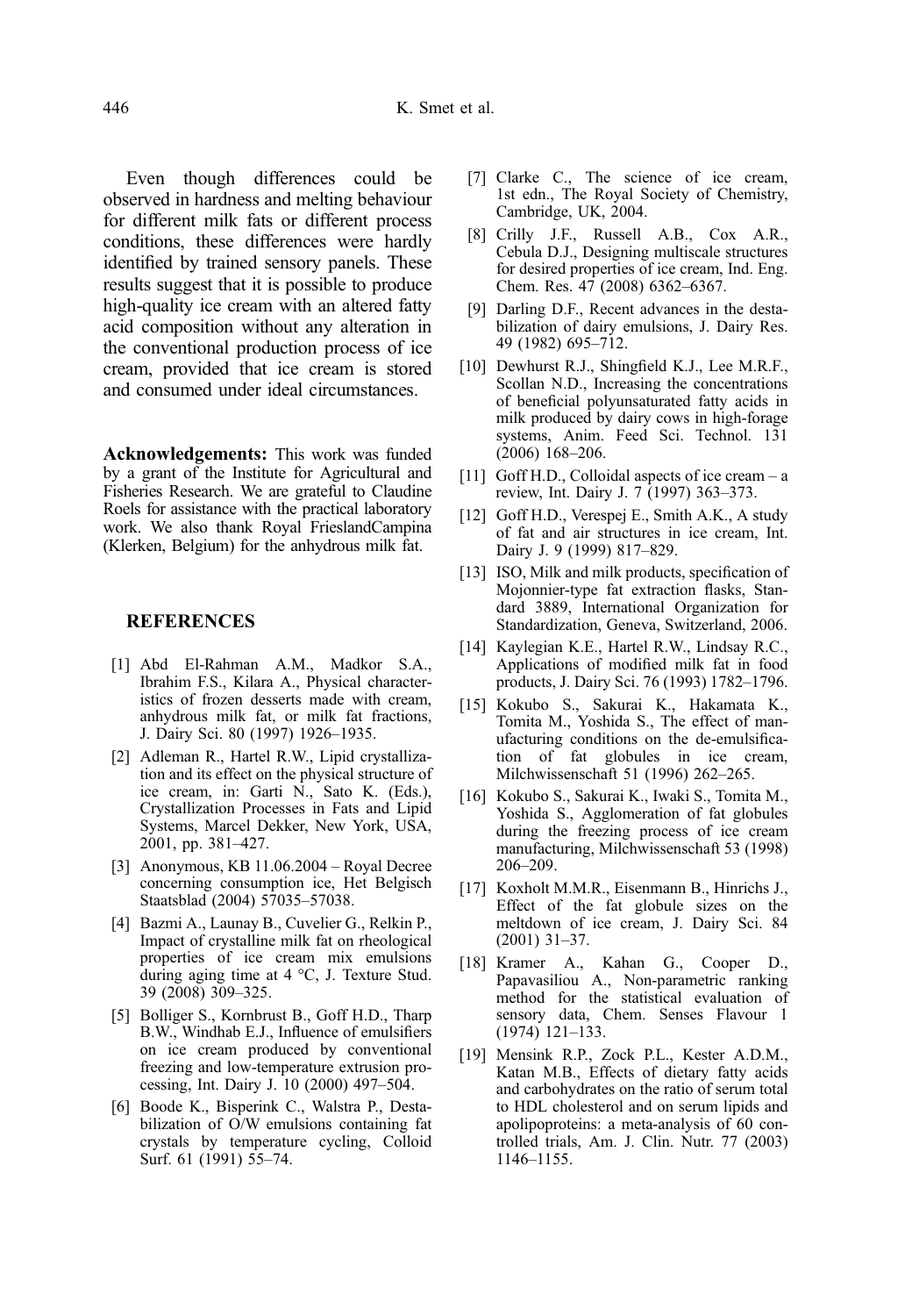Even though differences could be observed in hardness and melting behaviour for different milk fats or different process conditions, these differences were hardly identified by trained sensory panels. These results suggest that it is possible to produce high-quality ice cream with an altered fatty acid composition without any alteration in the conventional production process of ice cream, provided that ice cream is stored and consumed under ideal circumstances.

**Acknowledgements:** This work was funded by a grant of the Institute for Agricultural and Fisheries Research. We are grateful to Claudine Roels for assistance with the practical laboratory work. We also thank Royal FrieslandCampina (Klerken, Belgium) for the anhydrous milk fat.

## REFERENCES

[1] Abd El-Rahman A.M., Madkor S.A., Ibrahim F.S., Kilara A., Physical characteristics of frozen desserts made with cream, anhydrous milk fat, or milk fat fractions, J. Dairy Sci. 80 (1997) 1926–1935.

[2] Adleman R., Hartel R.W., Lipid crystallization and its effect on the physical structure of ice cream, in: Garti N., Sato K. (Eds.), Crystallization Processes in Fats and Lipid Systems, Marcel Dekker, New York, USA, 2001, pp. 381–427.

[3] Anonymous, KB 11.06.2004 – Royal Decree concerning consumption ice, Het Belgisch Staatsblad (2004) 57035–57038.

[4] Bazmi A., Launay B., Cuvelier G., Relkin P., Impact of crystalline milk fat on rheological properties of ice cream mix emulsions during aging time at 4 °C, J. Texture Stud. 39 (2008) 309–325.

[5] Bolliger S., Kornbrust B., Goff H.D., Tharp B.W., Windhab E.J., Influence of emulsifiers on ice cream produced by conventional freezing and low-temperature extrusion processing, Int. Dairy J. 10 (2000) 497–504.

[6] Boode K., Bisperink C., Walstra P., Destabilization of O/W emulsions containing fat crystals by temperature cycling, Colloid Surf. 61 (1991) 55–74.

[7] Clarke C., The science of ice cream, 1st edn., The Royal Society of Chemistry, Cambridge, UK, 2004.

[8] Crilly J.F., Russell A.B., Cox A.R., Cebula D.J., Designing multiscale structures for desired properties of ice cream, Ind. Eng. Chem. Res. 47 (2008) 6362–6367.

[9] Darling D.F., Recent advances in the destabilization of dairy emulsions, J. Dairy Res. 49 (1982) 695–712.

[10] Dewhurst R.J., Shingfield K.J., Lee M.R.F., Scollan N.D., Increasing the concentrations of beneficial polyunsaturated fatty acids in milk produced by dairy cows in high-forage systems, Anim. Feed Sci. Technol. 131 (2006) 168–206.

[11] Goff H.D., Colloidal aspects of ice cream – a review, Int. Dairy J. 7 (1997) 363–373.

[12] Goff H.D., Verespej E., Smith A.K., A study of fat and air structures in ice cream, Int. Dairy J. 9 (1999) 817–829.

[13] ISO, Milk and milk products, specification of Mojonnier-type fat extraction flasks, Standard 3889, International Organization for Standardization, Geneva, Switzerland, 2006.

[14] Kaylegian K.E., Hartel R.W., Lindsay R.C., Applications of modified milk fat in food products, J. Dairy Sci. 76 (1993) 1782–1796.

[15] Kokubo S., Sakurai K., Hakamata K., Tomita M., Yoshida S., The effect of manufacturing conditions on the de-emulsification of fat globules in ice cream, Milchwissenschaft 51 (1996) 262–265.

[16] Kokubo S., Sakurai K., Iwaki S., Tomita M., Yoshida S., Agglomeration of fat globules during the freezing process of ice cream manufacturing, Milchwissenschaft 53 (1998) 206–209.

[17] Koxholt M.M.R., Eisenmann B., Hinrichs J., Effect of the fat globule sizes on the meltdown of ice cream, J. Dairy Sci. 84 (2001) 31–37.

[18] Kramer A., Kahan G., Cooper D., Papavasiliou A., Non-parametric ranking method for the statistical evaluation of sensory data, Chem. Senses Flavour 1 (1974) 121–133.

[19] Mensink R.P., Zock P.L., Kester A.D.M., Katan M.B., Effects of dietary fatty acids and carbohydrates on the ratio of serum total to HDL cholesterol and on serum lipids and apolipoproteins: a meta-analysis of 60 controlled trials, Am. J. Clin. Nutr. 77 (2003) 1146–1155.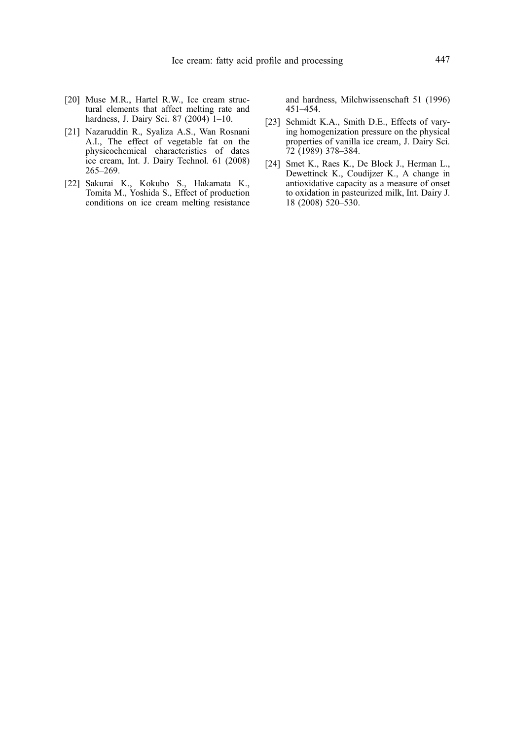[20] Muse M.R., Hartel R.W., Ice cream structural elements that affect melting rate and hardness, J. Dairy Sci. 87 (2004) 1–10.

[21] Nazaruddin R., Syaliza A.S., Wan Rosnani A.I., The effect of vegetable fat on the physicochemical characteristics of dates ice cream, Int. J. Dairy Technol. 61 (2008) 265–269.

[22] Sakurai K., Kokubo S., Hakamata K., Tomita M., Yoshida S., Effect of production conditions on ice cream melting resistance and hardness, Milchwissenschaft 51 (1996) 451–454.

[23] Schmidt K.A., Smith D.E., Effects of varying homogenization pressure on the physical properties of vanilla ice cream, J. Dairy Sci. 72 (1989) 378–384.

[24] Smet K., Raes K., De Block J., Herman L., Dewettinck K., Coudijzer K., A change in antioxidative capacity as a measure of onset to oxidation in pasteurized milk, Int. Dairy J. 18 (2008) 520–530.